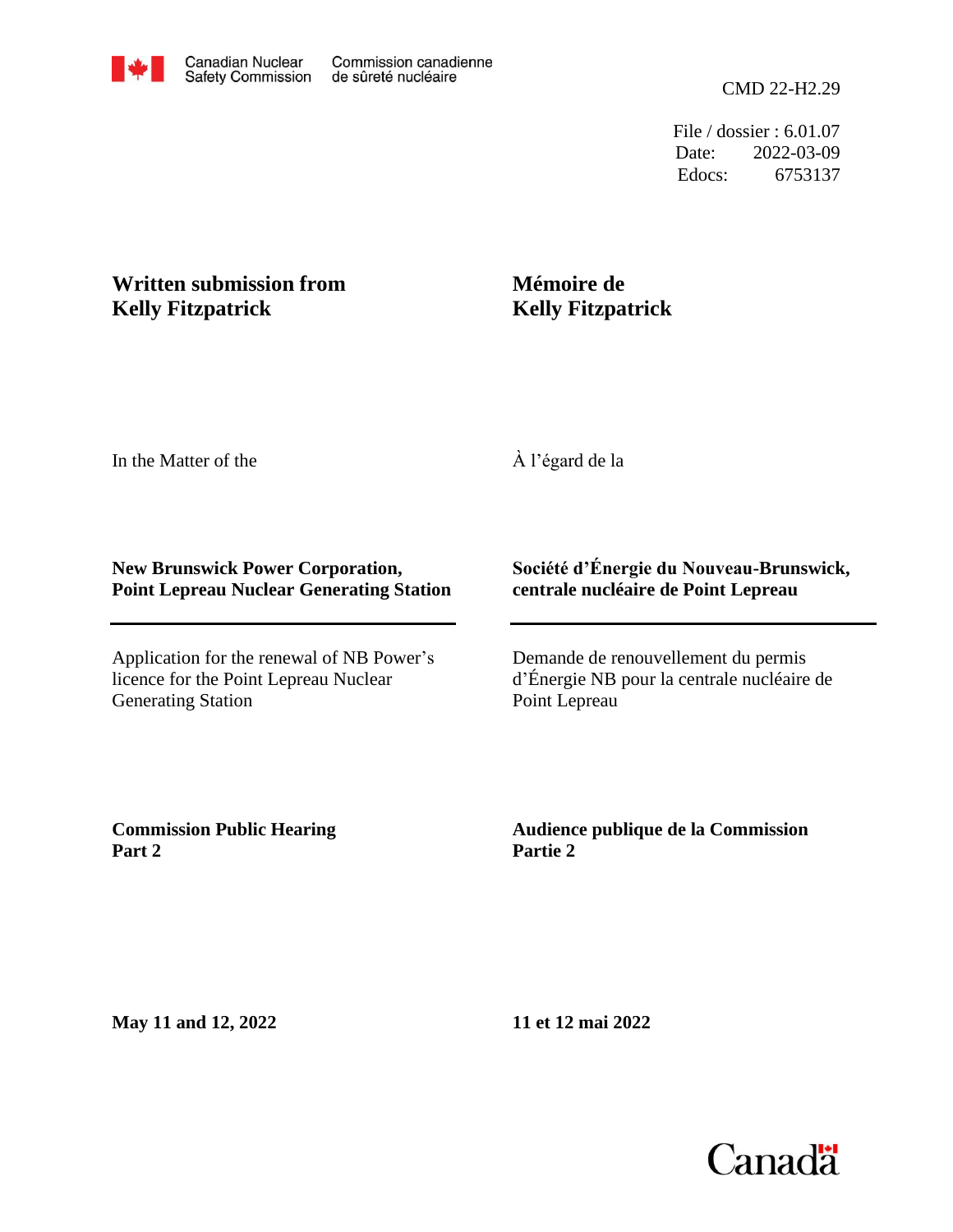Canadian Nuclear Safety Commission | Commission canadienne de sûreté nucléaire

CMD 22-H2.29

File / dossier : 6.01.07
Date: 2022-03-09
Edocs: 6753137

**Written submission from Kelly Fitzpatrick**

**Mémoire de Kelly Fitzpatrick**

In the Matter of the

À l'égard de la

**New Brunswick Power Corporation, Point Lepreau Nuclear Generating Station**

**Société d'Énergie du Nouveau-Brunswick, centrale nucléaire de Point Lepreau**

Application for the renewal of NB Power's licence for the Point Lepreau Nuclear Generating Station

Demande de renouvellement du permis d'Énergie NB pour la centrale nucléaire de Point Lepreau

**Commission Public Hearing Part 2**

**Audience publique de la Commission Partie 2**

**May 11 and 12, 2022**

**11 et 12 mai 2022**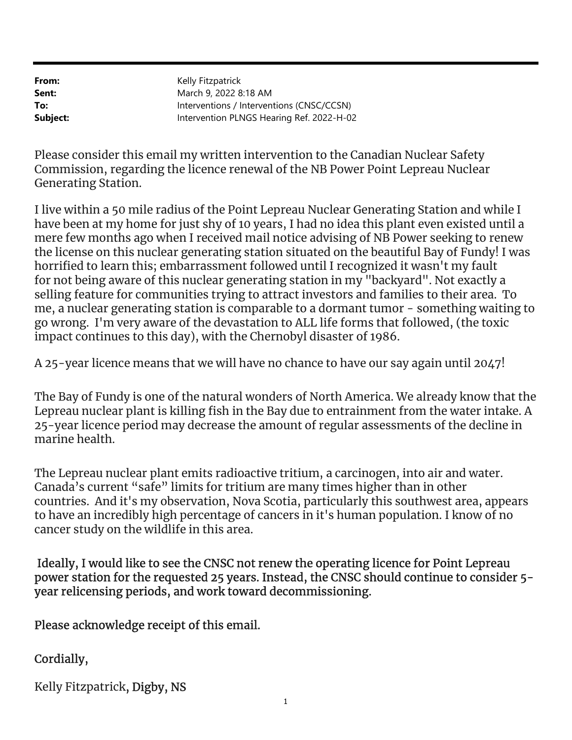| | |
|---|---|
| **From:** | Kelly Fitzpatrick |
| **Sent:** | March 9, 2022 8:18 AM |
| **To:** | Interventions / Interventions (CNSC/CCSN) |
| **Subject:** | Intervention PLNGS Hearing Ref. 2022-H-02 |

Please consider this email my written intervention to the Canadian Nuclear Safety Commission, regarding the licence renewal of the NB Power Point Lepreau Nuclear Generating Station.

I live within a 50 mile radius of the Point Lepreau Nuclear Generating Station and while I have been at my home for just shy of 10 years, I had no idea this plant even existed until a mere few months ago when I received mail notice advising of NB Power seeking to renew the license on this nuclear generating station situated on the beautiful Bay of Fundy! I was horrified to learn this; embarrassment followed until I recognized it wasn't my fault for not being aware of this nuclear generating station in my "backyard". Not exactly a selling feature for communities trying to attract investors and families to their area. To me, a nuclear generating station is comparable to a dormant tumor - something waiting to go wrong. I'm very aware of the devastation to ALL life forms that followed, (the toxic impact continues to this day), with the Chernobyl disaster of 1986.

A 25-year licence means that we will have no chance to have our say again until 2047!

The Bay of Fundy is one of the natural wonders of North America. We already know that the Lepreau nuclear plant is killing fish in the Bay due to entrainment from the water intake. A 25-year licence period may decrease the amount of regular assessments of the decline in marine health.

The Lepreau nuclear plant emits radioactive tritium, a carcinogen, into air and water. Canada's current "safe" limits for tritium are many times higher than in other countries. And it's my observation, Nova Scotia, particularly this southwest area, appears to have an incredibly high percentage of cancers in it's human population. I know of no cancer study on the wildlife in this area.

**Ideally, I would like to see the CNSC not renew the operating licence for Point Lepreau power station for the requested 25 years. Instead, the CNSC should continue to consider 5-year relicensing periods, and work toward decommissioning.**

**Please acknowledge receipt of this email.**

**Cordially,**

Kelly Fitzpatrick, **Digby, NS**